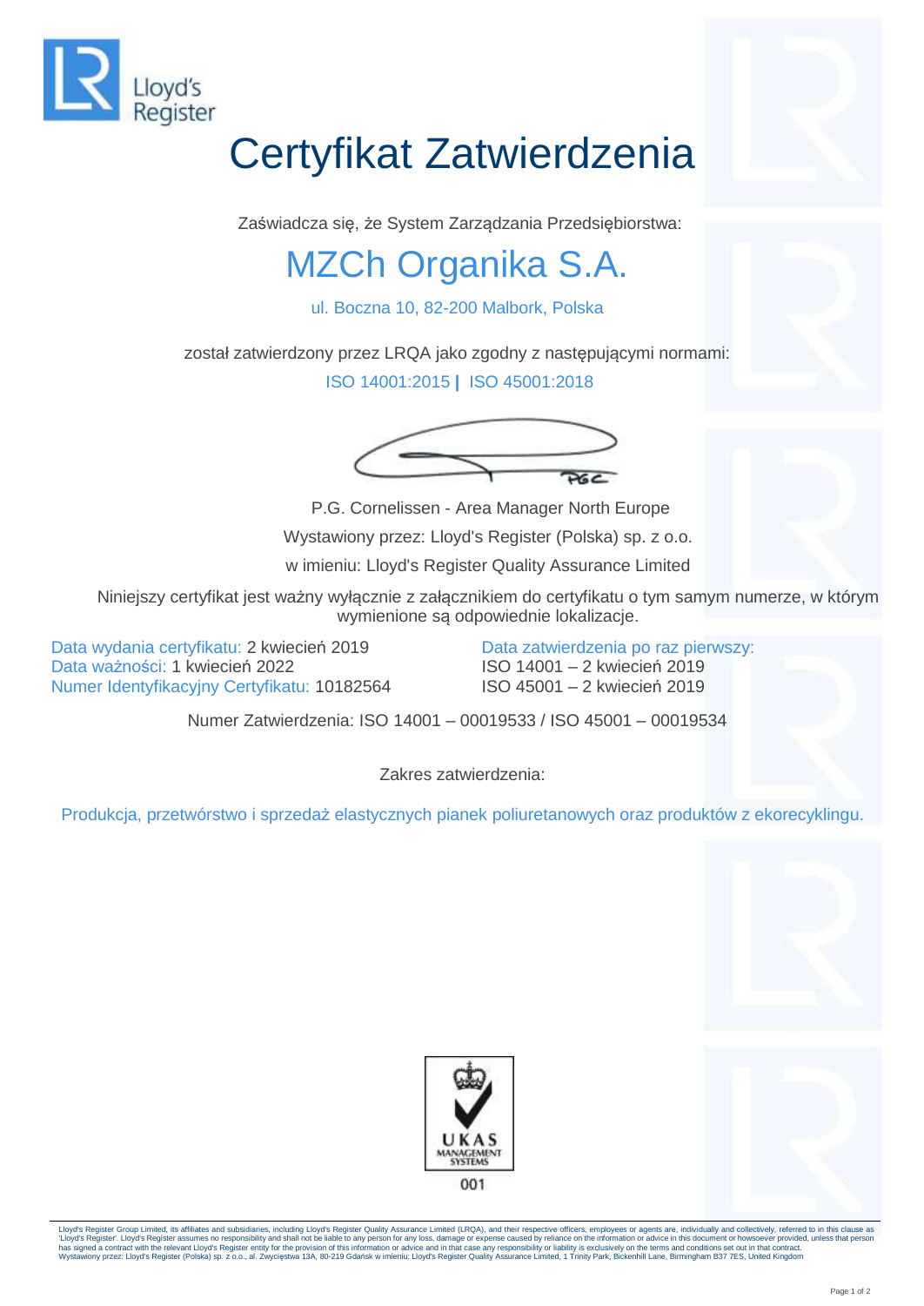Lloyd's Register

# Certyfikat Zatwierdzenia

Zaświadcza się, że System Zarządzania Przedsiębiorstwa:

## MZCh Organika S.A.

ul. Boczna 10, 82-200 Malbork, Polska

został zatwierdzony przez LRQA jako zgodny z następującymi normami:

ISO 14001:2015 | ISO 45001:2018

P.G. Cornelissen - Area Manager North Europe

Wystawiony przez: Lloyd's Register (Polska) sp. z o.o.

w imieniu: Lloyd's Register Quality Assurance Limited

Niniejszy certyfikat jest ważny wyłącznie z załącznikiem do certyfikatu o tym samym numerze, w którym wymienione są odpowiednie lokalizacje.

Data wydania certyfikatu: 2 kwiecień 2019
Data ważności: 1 kwiecień 2022
Numer Identyfikacyjny Certyfikatu: 10182564

Data zatwierdzenia po raz pierwszy:
ISO 14001 – 2 kwiecień 2019
ISO 45001 – 2 kwiecień 2019

Numer Zatwierdzenia: ISO 14001 – 00019533 / ISO 45001 – 00019534

Zakres zatwierdzenia:

Produkcja, przetwórstwo i sprzedaż elastycznych pianek poliuretanowych oraz produktów z ekorecyklingu.

UKAS MANAGEMENT SYSTEMS

001

Lloyd's Register Group Limited, its affiliates and subsidiaries, including Lloyd's Register Quality Assurance Limited (LRQA), and their respective officers, employees or agents are, individually and collectively, referred to in this clause as 'Lloyd's Register'. Lloyd's Register assumes no responsibility and shall not be liable to any person for any loss, damage or expense caused by reliance on the information or advice in this document or howsoever provided, unless that person has signed a contract with the relevant Lloyd's Register entity for the provision of this information or advice and in that case any responsibility or liability is exclusively on the terms and conditions set out in that contract.
Wystawiony przez: Lloyd's Register (Polska) sp. z o.o., al. Zwycięstwa 13A, 80-219 Gdańsk w imieniu: Lloyd's Register Quality Assurance Limited, 1 Trinity Park, Bickenhill Lane, Birmingham B37 7ES, United Kingdom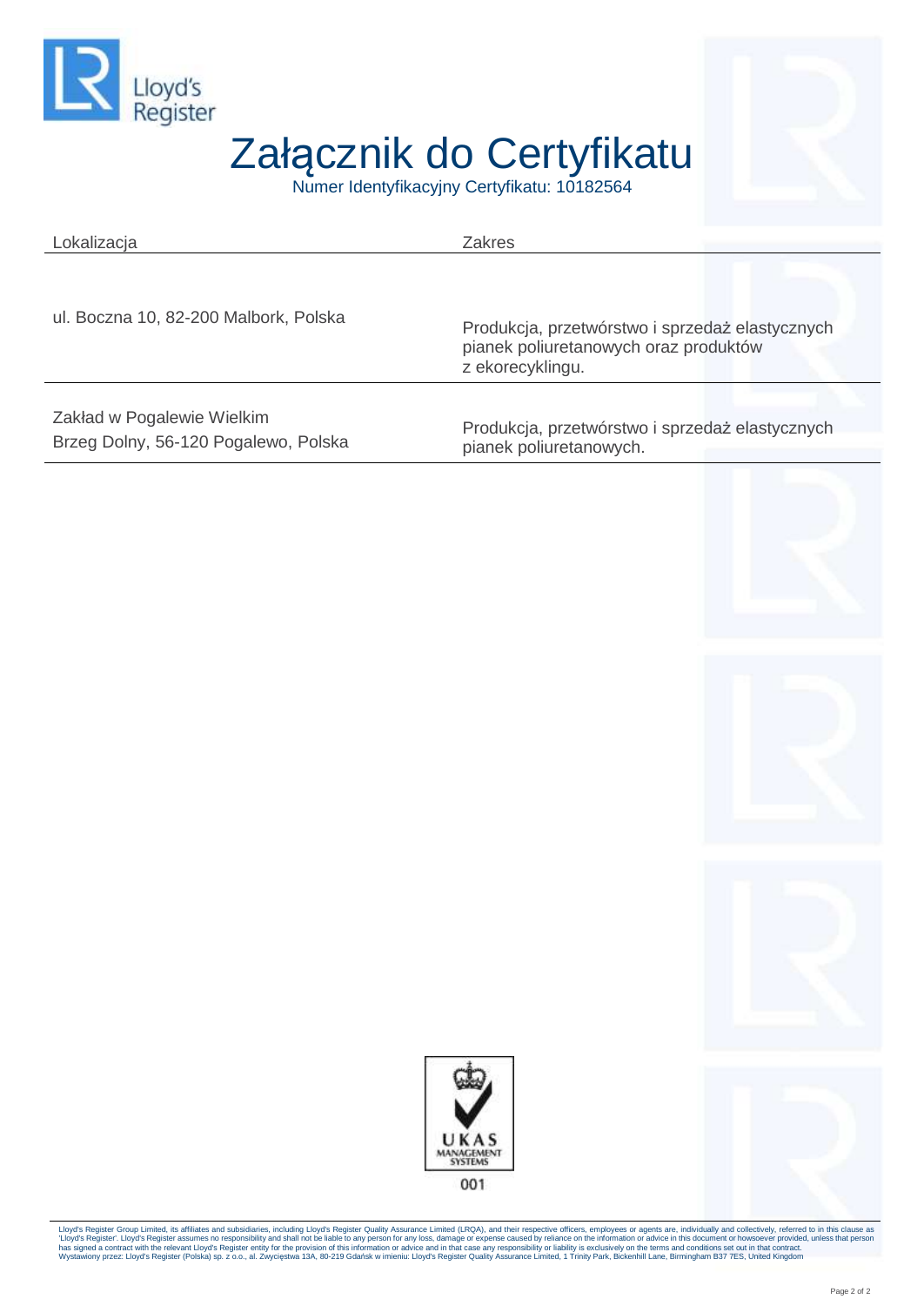# Załącznik do Certyfikatu

Numer Identyfikacyjny Certyfikatu: 10182564

| Lokalizacja | Zakres |
|---|---|
| ul. Boczna 10, 82-200 Malbork, Polska | Produkcja, przetwórstwo i sprzedaż elastycznych pianek poliuretanowych oraz produktów z ekorecyklingu. |
| Zakład w Pogalewie Wielkim<br>Brzeg Dolny, 56-120 Pogalewo, Polska | Produkcja, przetwórstwo i sprzedaż elastycznych pianek poliuretanowych. |

UKAS MANAGEMENT SYSTEMS

001

Lloyd's Register Group Limited, its affiliates and subsidiaries, including Lloyd's Register Quality Assurance Limited (LRQA), and their respective officers, employees or agents are, individually and collectively, referred to in this clause as 'Lloyd's Register'. Lloyd's Register assumes no responsibility and shall not be liable to any person for any loss, damage or expense caused by reliance on the information or advice in this document or howsoever provided, unless that person has signed a contract with the relevant Lloyd's Register entity for the provision of this information or advice and in that case any responsibility or liability is exclusively on the terms and conditions set out in that contract.
Wystawiony przez: Lloyd's Register (Polska) sp. z o.o., al. Zwycięstwa 13A, 80-219 Gdańsk w imieniu: Lloyd's Register Quality Assurance Limited, 1 Trinity Park, Bickenhill Lane, Birmingham B37 7ES, United Kingdom